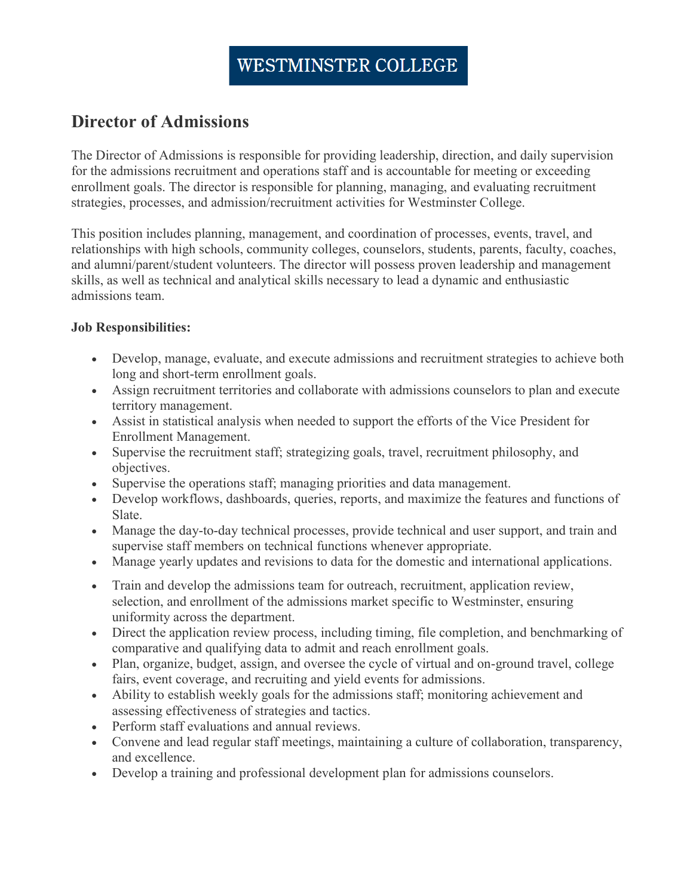WESTMINSTER COLLEGE

## Director of Admissions

The Director of Admissions is responsible for providing leadership, direction, and daily supervision for the admissions recruitment and operations staff and is accountable for meeting or exceeding enrollment goals. The director is responsible for planning, managing, and evaluating recruitment strategies, processes, and admission/recruitment activities for Westminster College.

This position includes planning, management, and coordination of processes, events, travel, and relationships with high schools, community colleges, counselors, students, parents, faculty, coaches, and alumni/parent/student volunteers. The director will possess proven leadership and management skills, as well as technical and analytical skills necessary to lead a dynamic and enthusiastic admissions team.

**Job Responsibilities:**

- Develop, manage, evaluate, and execute admissions and recruitment strategies to achieve both long and short-term enrollment goals.
- Assign recruitment territories and collaborate with admissions counselors to plan and execute territory management.
- Assist in statistical analysis when needed to support the efforts of the Vice President for Enrollment Management.
- Supervise the recruitment staff; strategizing goals, travel, recruitment philosophy, and objectives.
- Supervise the operations staff; managing priorities and data management.
- Develop workflows, dashboards, queries, reports, and maximize the features and functions of Slate.
- Manage the day-to-day technical processes, provide technical and user support, and train and supervise staff members on technical functions whenever appropriate.
- Manage yearly updates and revisions to data for the domestic and international applications.
- Train and develop the admissions team for outreach, recruitment, application review, selection, and enrollment of the admissions market specific to Westminster, ensuring uniformity across the department.
- Direct the application review process, including timing, file completion, and benchmarking of comparative and qualifying data to admit and reach enrollment goals.
- Plan, organize, budget, assign, and oversee the cycle of virtual and on-ground travel, college fairs, event coverage, and recruiting and yield events for admissions.
- Ability to establish weekly goals for the admissions staff; monitoring achievement and assessing effectiveness of strategies and tactics.
- Perform staff evaluations and annual reviews.
- Convene and lead regular staff meetings, maintaining a culture of collaboration, transparency, and excellence.
- Develop a training and professional development plan for admissions counselors.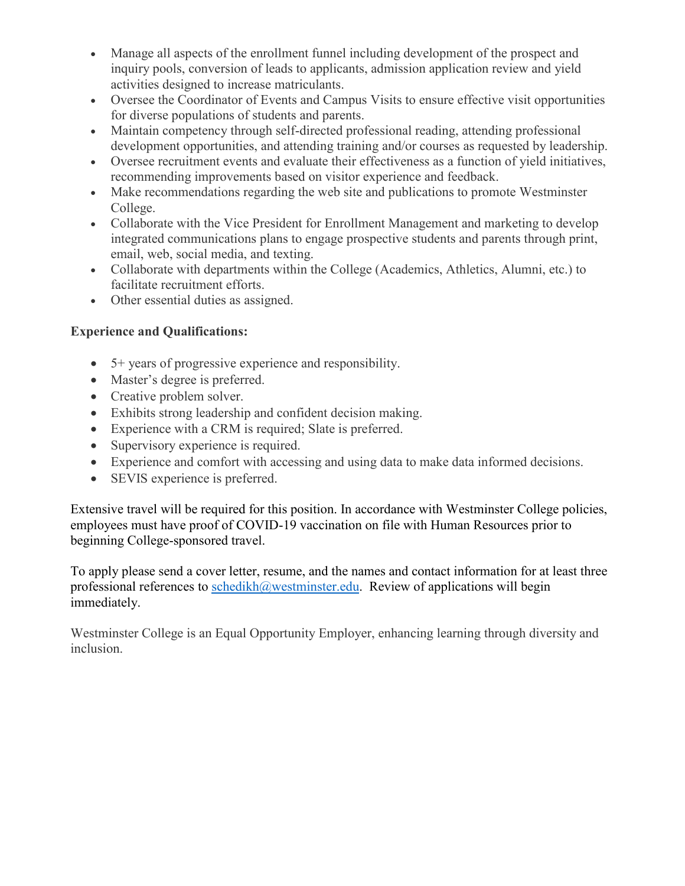- Manage all aspects of the enrollment funnel including development of the prospect and inquiry pools, conversion of leads to applicants, admission application review and yield activities designed to increase matriculants.
- Oversee the Coordinator of Events and Campus Visits to ensure effective visit opportunities for diverse populations of students and parents.
- Maintain competency through self-directed professional reading, attending professional development opportunities, and attending training and/or courses as requested by leadership.
- Oversee recruitment events and evaluate their effectiveness as a function of yield initiatives, recommending improvements based on visitor experience and feedback.
- Make recommendations regarding the web site and publications to promote Westminster College.
- Collaborate with the Vice President for Enrollment Management and marketing to develop integrated communications plans to engage prospective students and parents through print, email, web, social media, and texting.
- Collaborate with departments within the College (Academics, Athletics, Alumni, etc.) to facilitate recruitment efforts.
- Other essential duties as assigned.

**Experience and Qualifications:**

- 5+ years of progressive experience and responsibility.
- Master's degree is preferred.
- Creative problem solver.
- Exhibits strong leadership and confident decision making.
- Experience with a CRM is required; Slate is preferred.
- Supervisory experience is required.
- Experience and comfort with accessing and using data to make data informed decisions.
- SEVIS experience is preferred.

Extensive travel will be required for this position. In accordance with Westminster College policies, employees must have proof of COVID-19 vaccination on file with Human Resources prior to beginning College-sponsored travel.

To apply please send a cover letter, resume, and the names and contact information for at least three professional references to schedikh@westminster.edu. Review of applications will begin immediately.

Westminster College is an Equal Opportunity Employer, enhancing learning through diversity and inclusion.